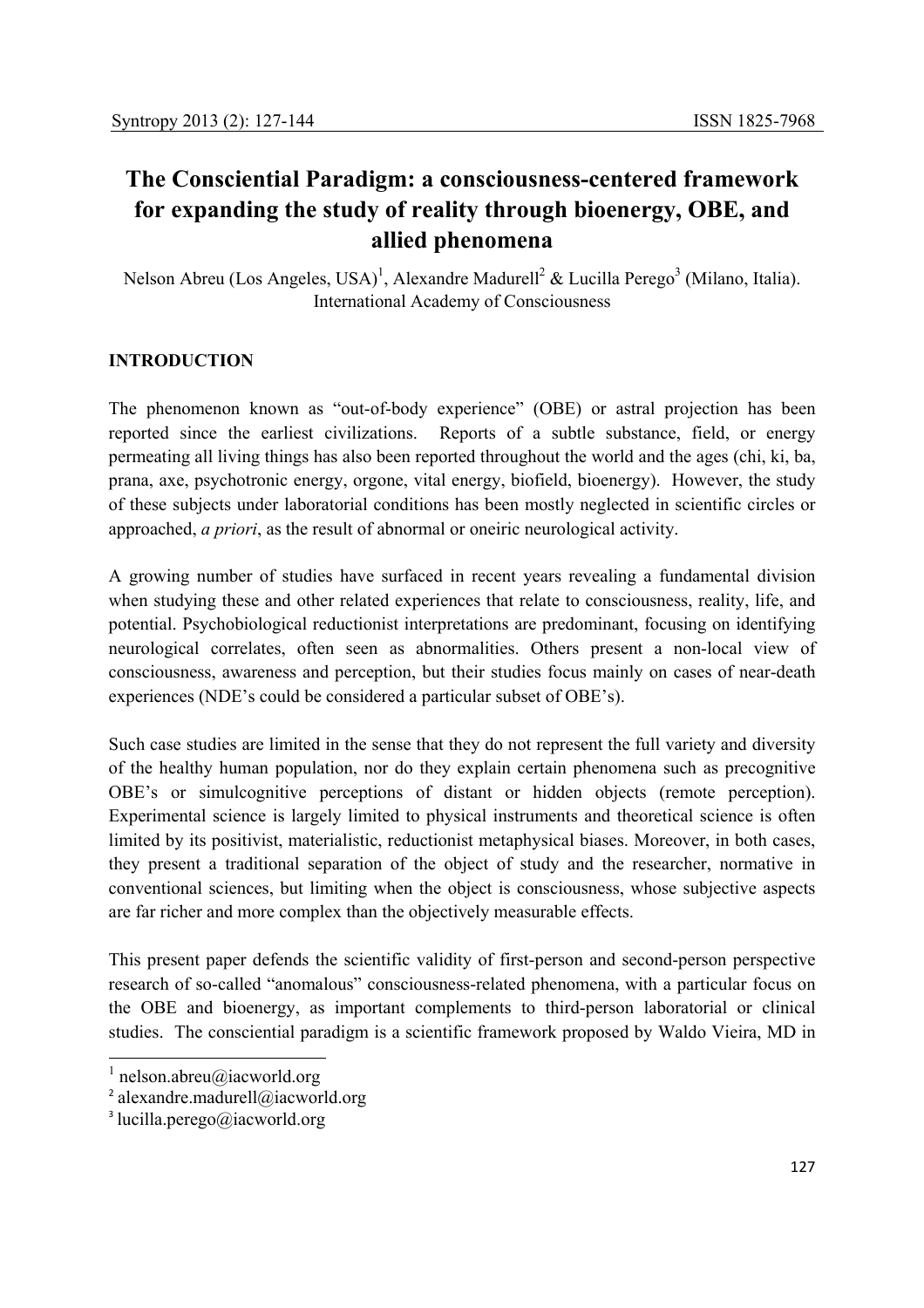# The Conscientia Paradigm: a consciousness-centered framework for expanding the study of reality through bioenergy, OBE, and allied phenomena

Nelson Abreu (Los Angeles, USA)[1], Alexandre Madurell[2] & Lucilla Perego[3] (Milano, Italia).
International Academy of Consciousness

## INTRODUCTION

The phenomenon known as "out-of-body experience" (OBE) or astral projection has been reported since the earliest civilizations. Reports of a subtle substance, field, or energy permeating all living things has also been reported throughout the world and the ages (chi, ki, ba, prana, axe, psychotronic energy, orgone, vital energy, biofield, bioenergy). However, the study of these subjects under laboratorial conditions has been mostly neglected in scientific circles or approached, *a priori*, as the result of abnormal or oneiric neurological activity.

A growing number of studies have surfaced in recent years revealing a fundamental division when studying these and other related experiences that relate to consciousness, reality, life, and potential. Psychobiological reductionist interpretations are predominant, focusing on identifying neurological correlates, often seen as abnormalities. Others present a non-local view of consciousness, awareness and perception, but their studies focus mainly on cases of near-death experiences (NDE's could be considered a particular subset of OBE's).

Such case studies are limited in the sense that they do not represent the full variety and diversity of the healthy human population, nor do they explain certain phenomena such as precognitive OBE's or simulcognitive perceptions of distant or hidden objects (remote perception). Experimental science is largely limited to physical instruments and theoretical science is often limited by its positivist, materialistic, reductionist metaphysical biases. Moreover, in both cases, they present a traditional separation of the object of study and the researcher, normative in conventional sciences, but limiting when the object is consciousness, whose subjective aspects are far richer and more complex than the objectively measurable effects.

This present paper defends the scientific validity of first-person and second-person perspective research of so-called "anomalous" consciousness-related phenomena, with a particular focus on the OBE and bioenergy, as important complements to third-person laboratorial or clinical studies. The conscientia paradigm is a scientific framework proposed by Waldo Vieira, MD in

[1] nelson.abreu@iacworld.org

[2] alexandre.madurell@iacworld.org

[3] lucilla.perego@iacworld.org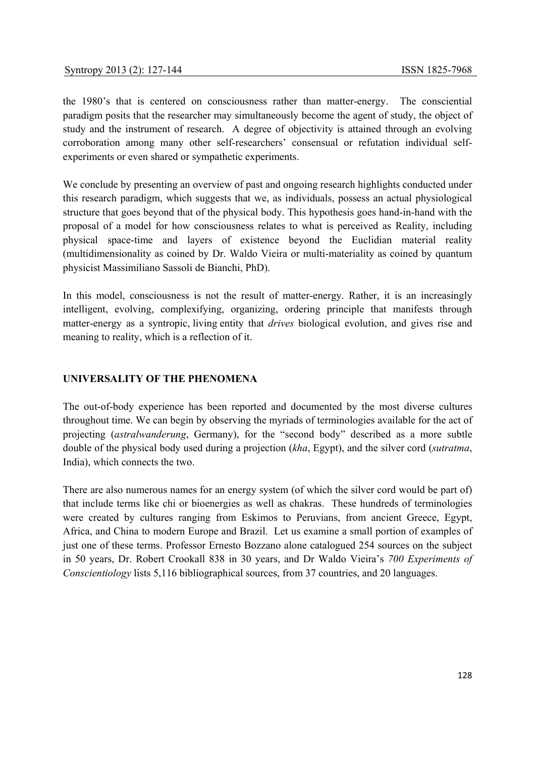the 1980's that is centered on consciousness rather than matter-energy. The consciential paradigm posits that the researcher may simultaneously become the agent of study, the object of study and the instrument of research. A degree of objectivity is attained through an evolving corroboration among many other self-researchers' consensual or refutation individual self-experiments or even shared or sympathetic experiments.

We conclude by presenting an overview of past and ongoing research highlights conducted under this research paradigm, which suggests that we, as individuals, possess an actual physiological structure that goes beyond that of the physical body. This hypothesis goes hand-in-hand with the proposal of a model for how consciousness relates to what is perceived as Reality, including physical space-time and layers of existence beyond the Euclidian material reality (multidimensionality as coined by Dr. Waldo Vieira or multi-materiality as coined by quantum physicist Massimiliano Sassoli de Bianchi, PhD).

In this model, consciousness is not the result of matter-energy. Rather, it is an increasingly intelligent, evolving, complexifying, organizing, ordering principle that manifests through matter-energy as a syntropic, living entity that *drives* biological evolution, and gives rise and meaning to reality, which is a reflection of it.

## UNIVERSALITY OF THE PHENOMENA

The out-of-body experience has been reported and documented by the most diverse cultures throughout time. We can begin by observing the myriads of terminologies available for the act of projecting (*astralwanderung*, Germany), for the "second body" described as a more subtle double of the physical body used during a projection (*kha*, Egypt), and the silver cord (*sutratma*, India), which connects the two.

There are also numerous names for an energy system (of which the silver cord would be part of) that include terms like chi or bioenergies as well as chakras. These hundreds of terminologies were created by cultures ranging from Eskimos to Peruvians, from ancient Greece, Egypt, Africa, and China to modern Europe and Brazil. Let us examine a small portion of examples of just one of these terms. Professor Ernesto Bozzano alone catalogued 254 sources on the subject in 50 years, Dr. Robert Crookall 838 in 30 years, and Dr Waldo Vieira's *700 Experiments of Conscientiology* lists 5,116 bibliographical sources, from 37 countries, and 20 languages.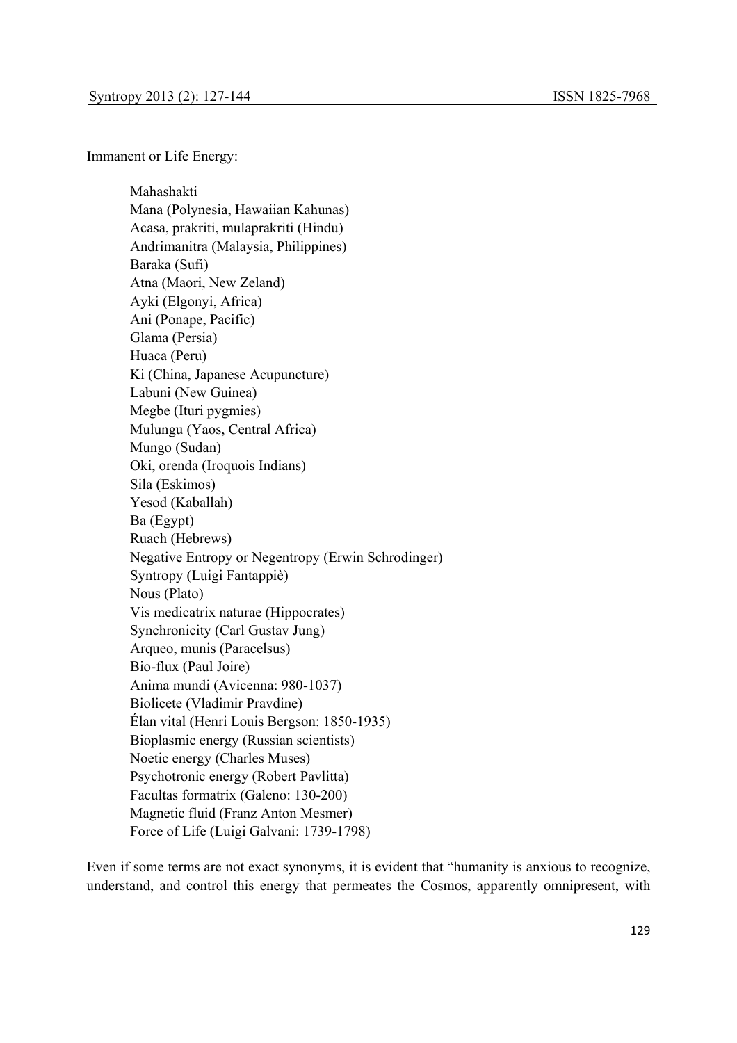Immanent or Life Energy:

Mahashakti
Mana (Polynesia, Hawaiian Kahunas)
Acasa, prakriti, mulaprakriti (Hindu)
Andrimanitra (Malaysia, Philippines)
Baraka (Sufi)
Atna (Maori, New Zeland)
Ayki (Elgonyi, Africa)
Ani (Ponape, Pacific)
Glama (Persia)
Huaca (Peru)
Ki (China, Japanese Acupuncture)
Labuni (New Guinea)
Megbe (Ituri pygmies)
Mulungu (Yaos, Central Africa)
Mungo (Sudan)
Oki, orenda (Iroquois Indians)
Sila (Eskimos)
Yesod (Kaballah)
Ba (Egypt)
Ruach (Hebrews)
Negative Entropy or Negentropy (Erwin Schrodinger)
Syntropy (Luigi Fantappiè)
Nous (Plato)
Vis medicatrix naturae (Hippocrates)
Synchronicity (Carl Gustav Jung)
Arqueo, munis (Paracelsus)
Bio-flux (Paul Joire)
Anima mundi (Avicenna: 980-1037)
Biolicete (Vladimir Pravdine)
Élan vital (Henri Louis Bergson: 1850-1935)
Bioplasmic energy (Russian scientists)
Noetic energy (Charles Muses)
Psychotronic energy (Robert Pavlitta)
Facultas formatrix (Galeno: 130-200)
Magnetic fluid (Franz Anton Mesmer)
Force of Life (Luigi Galvani: 1739-1798)

Even if some terms are not exact synonyms, it is evident that "humanity is anxious to recognize, understand, and control this energy that permeates the Cosmos, apparently omnipresent, with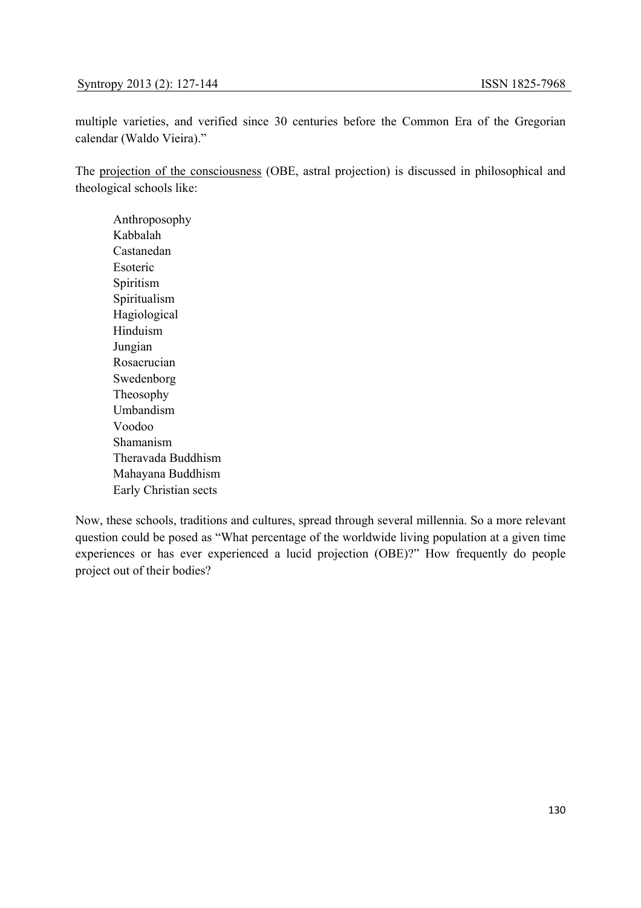multiple varieties, and verified since 30 centuries before the Common Era of the Gregorian calendar (Waldo Vieira)."

The projection of the consciousness (OBE, astral projection) is discussed in philosophical and theological schools like:

- Anthroposophy
- Kabbalah
- Castanedan
- Esoteric
- Spiritism
- Spiritualism
- Hagiological
- Hinduism
- Jungian
- Rosacrucian
- Swedenborg
- Theosophy
- Umbandism
- Voodoo
- Shamanism
- Theravada Buddhism
- Mahayana Buddhism
- Early Christian sects

Now, these schools, traditions and cultures, spread through several millennia. So a more relevant question could be posed as "What percentage of the worldwide living population at a given time experiences or has ever experienced a lucid projection (OBE)?" How frequently do people project out of their bodies?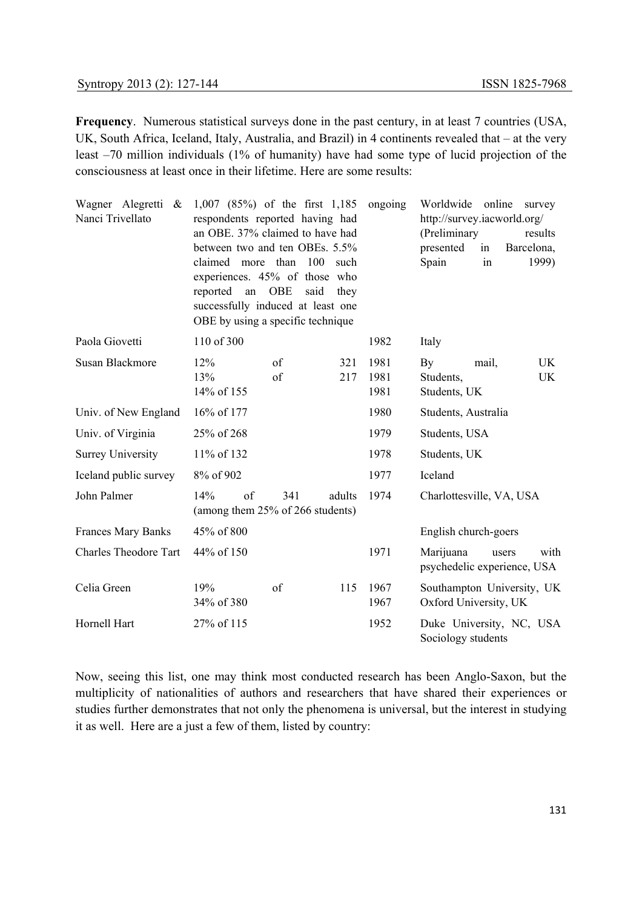**Frequency**. Numerous statistical surveys done in the past century, in at least 7 countries (USA, UK, South Africa, Iceland, Italy, Australia, and Brazil) in 4 continents revealed that – at the very least –70 million individuals (1% of humanity) have had some type of lucid projection of the consciousness at least once in their lifetime. Here are some results:

| | | | |
|---|---|---|---|
| Wagner Alegretti & Nanci Trivellato | 1,007 (85%) of the first 1,185 respondents reported having had an OBE. 37% claimed to have had between two and ten OBEs. 5.5% claimed more than 100 such experiences. 45% of those who reported an OBE said they successfully induced at least one OBE by using a specific technique | ongoing | Worldwide online survey http://survey.iacworld.org/ (Preliminary results presented in Barcelona, Spain in 1999) |
| Paola Giovetti | 110 of 300 | 1982 | Italy |
| Susan Blackmore | 12% of 321<br>13% of 217<br>14% of 155 | 1981<br>1981<br>1981 | By mail, UK<br>Students, UK<br>Students, UK |
| Univ. of New England | 16% of 177 | 1980 | Students, Australia |
| Univ. of Virginia | 25% of 268 | 1979 | Students, USA |
| Surrey University | 11% of 132 | 1978 | Students, UK |
| Iceland public survey | 8% of 902 | 1977 | Iceland |
| John Palmer | 14% of 341 adults (among them 25% of 266 students) | 1974 | Charlottesville, VA, USA |
| Frances Mary Banks | 45% of 800 | | English church-goers |
| Charles Theodore Tart | 44% of 150 | 1971 | Marijuana users with psychedelic experience, USA |
| Celia Green | 19% of 115<br>34% of 380 | 1967<br>1967 | Southampton University, UK<br>Oxford University, UK |
| Hornell Hart | 27% of 115 | 1952 | Duke University, NC, USA Sociology students |

Now, seeing this list, one may think most conducted research has been Anglo-Saxon, but the multiplicity of nationalities of authors and researchers that have shared their experiences or studies further demonstrates that not only the phenomena is universal, but the interest in studying it as well. Here are a just a few of them, listed by country: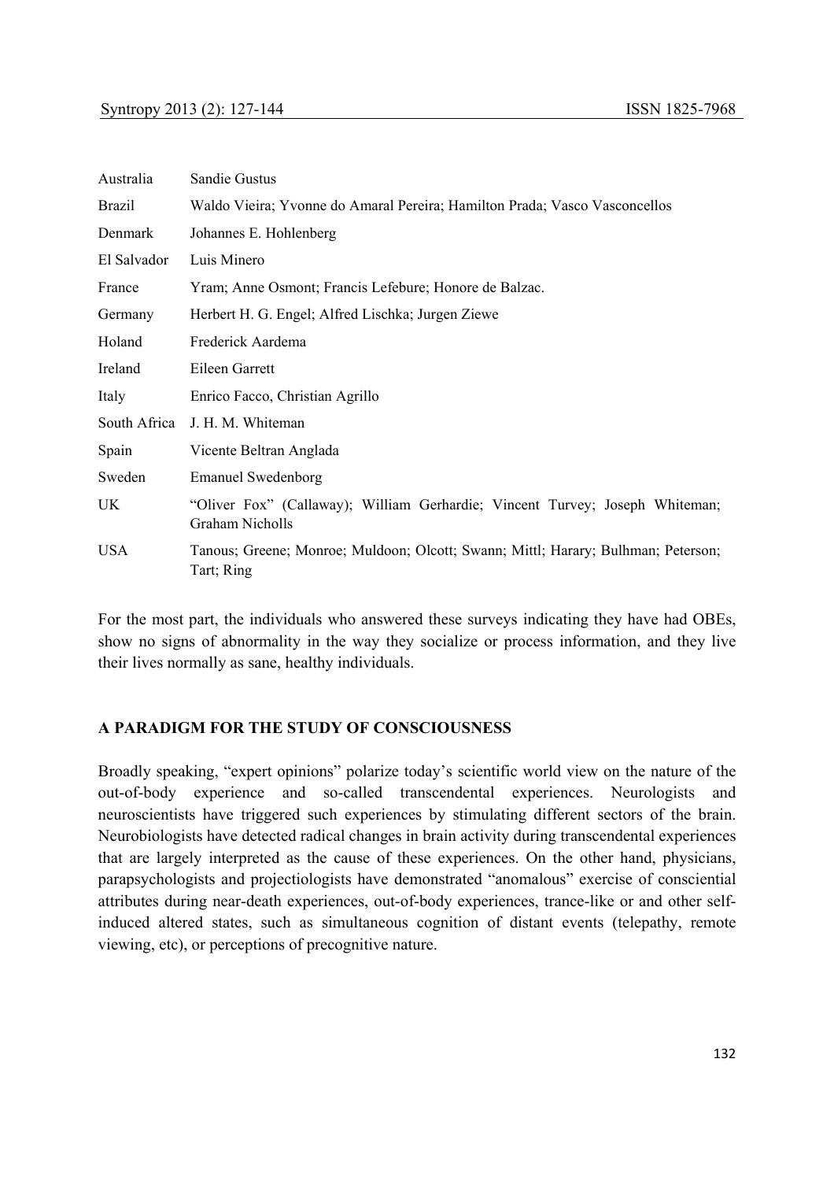| | |
|---|---|
| Australia | Sandie Gustus |
| Brazil | Waldo Vieira; Yvonne do Amaral Pereira; Hamilton Prada; Vasco Vasconcellos |
| Denmark | Johannes E. Hohlenberg |
| El Salvador | Luis Minero |
| France | Yram; Anne Osmont; Francis Lefebure; Honore de Balzac. |
| Germany | Herbert H. G. Engel; Alfred Lischka; Jurgen Ziewe |
| Holand | Frederick Aardema |
| Ireland | Eileen Garrett |
| Italy | Enrico Facco, Christian Agrillo |
| South Africa | J. H. M. Whiteman |
| Spain | Vicente Beltran Anglada |
| Sweden | Emanuel Swedenborg |
| UK | "Oliver Fox" (Callaway); William Gerhardie; Vincent Turvey; Joseph Whiteman; Graham Nicholls |
| USA | Tanous; Greene; Monroe; Muldoon; Olcott; Swann; Mittl; Harary; Bulhman; Peterson; Tart; Ring |

For the most part, the individuals who answered these surveys indicating they have had OBEs, show no signs of abnormality in the way they socialize or process information, and they live their lives normally as sane, healthy individuals.

## A PARADIGM FOR THE STUDY OF CONSCIOUSNESS

Broadly speaking, "expert opinions" polarize today's scientific world view on the nature of the out-of-body experience and so-called transcendental experiences. Neurologists and neuroscientists have triggered such experiences by stimulating different sectors of the brain. Neurobiologists have detected radical changes in brain activity during transcendental experiences that are largely interpreted as the cause of these experiences. On the other hand, physicians, parapsychologists and projectiologists have demonstrated "anomalous" exercise of consciential attributes during near-death experiences, out-of-body experiences, trance-like or and other self-induced altered states, such as simultaneous cognition of distant events (telepathy, remote viewing, etc), or perceptions of precognitive nature.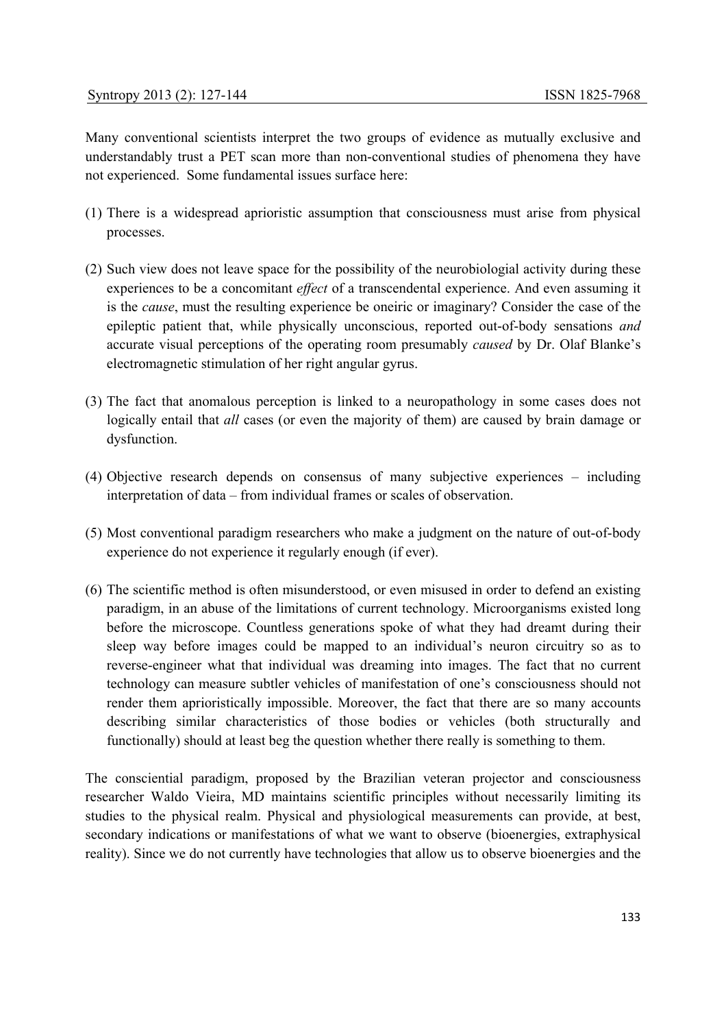Many conventional scientists interpret the two groups of evidence as mutually exclusive and understandably trust a PET scan more than non-conventional studies of phenomena they have not experienced. Some fundamental issues surface here:

(1) There is a widespread aprioristic assumption that consciousness must arise from physical processes.

(2) Such view does not leave space for the possibility of the neurobiological activity during these experiences to be a concomitant *effect* of a transcendental experience. And even assuming it is the *cause*, must the resulting experience be oneiric or imaginary? Consider the case of the epileptic patient that, while physically unconscious, reported out-of-body sensations *and* accurate visual perceptions of the operating room presumably *caused* by Dr. Olaf Blanke's electromagnetic stimulation of her right angular gyrus.

(3) The fact that anomalous perception is linked to a neuropathology in some cases does not logically entail that *all* cases (or even the majority of them) are caused by brain damage or dysfunction.

(4) Objective research depends on consensus of many subjective experiences – including interpretation of data – from individual frames or scales of observation.

(5) Most conventional paradigm researchers who make a judgment on the nature of out-of-body experience do not experience it regularly enough (if ever).

(6) The scientific method is often misunderstood, or even misused in order to defend an existing paradigm, in an abuse of the limitations of current technology. Microorganisms existed long before the microscope. Countless generations spoke of what they had dreamt during their sleep way before images could be mapped to an individual's neuron circuitry so as to reverse-engineer what that individual was dreaming into images. The fact that no current technology can measure subtler vehicles of manifestation of one's consciousness should not render them aprioristically impossible. Moreover, the fact that there are so many accounts describing similar characteristics of those bodies or vehicles (both structurally and functionally) should at least beg the question whether there really is something to them.

The consciential paradigm, proposed by the Brazilian veteran projector and consciousness researcher Waldo Vieira, MD maintains scientific principles without necessarily limiting its studies to the physical realm. Physical and physiological measurements can provide, at best, secondary indications or manifestations of what we want to observe (bioenergies, extraphysical reality). Since we do not currently have technologies that allow us to observe bioenergies and the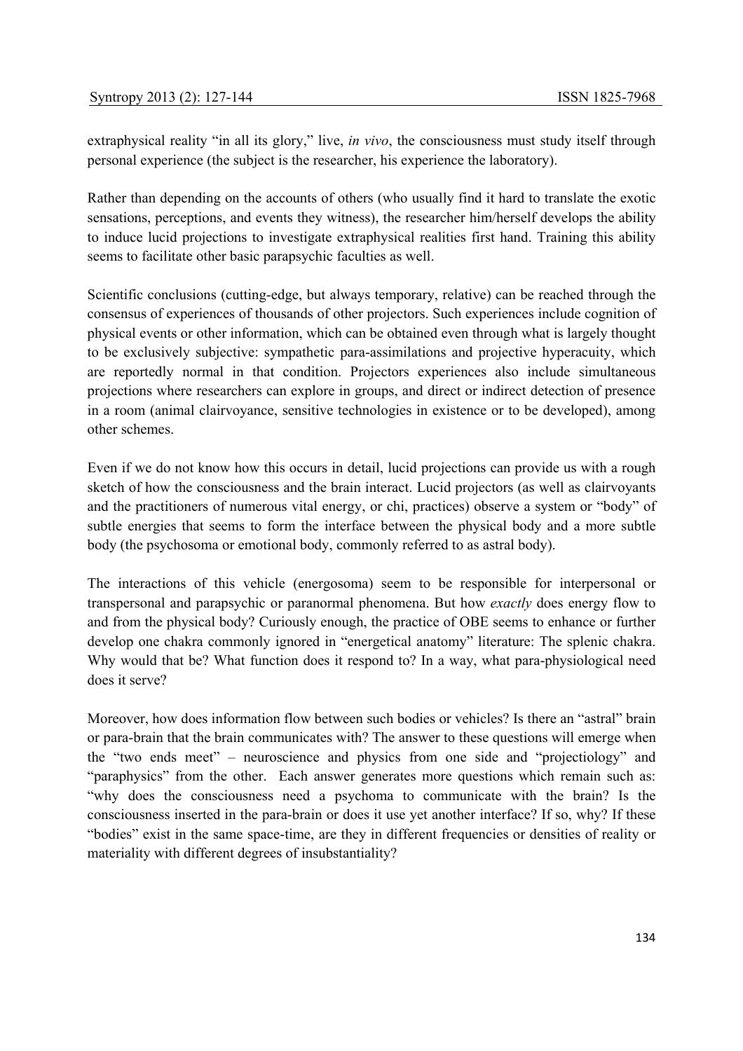extraphysical reality “in all its glory,” live, *in vivo*, the consciousness must study itself through personal experience (the subject is the researcher, his experience the laboratory).

Rather than depending on the accounts of others (who usually find it hard to translate the exotic sensations, perceptions, and events they witness), the researcher him/herself develops the ability to induce lucid projections to investigate extraphysical realities first hand. Training this ability seems to facilitate other basic parapsychic faculties as well.

Scientific conclusions (cutting-edge, but always temporary, relative) can be reached through the consensus of experiences of thousands of other projectors. Such experiences include cognition of physical events or other information, which can be obtained even through what is largely thought to be exclusively subjective: sympathetic para-assimilations and projective hyperacuity, which are reportedly normal in that condition. Projectors experiences also include simultaneous projections where researchers can explore in groups, and direct or indirect detection of presence in a room (animal clairvoyance, sensitive technologies in existence or to be developed), among other schemes.

Even if we do not know how this occurs in detail, lucid projections can provide us with a rough sketch of how the consciousness and the brain interact. Lucid projectors (as well as clairvoyants and the practitioners of numerous vital energy, or chi, practices) observe a system or “body” of subtle energies that seems to form the interface between the physical body and a more subtle body (the psychosoma or emotional body, commonly referred to as astral body).

The interactions of this vehicle (energosoma) seem to be responsible for interpersonal or transpersonal and parapsychic or paranormal phenomena. But how *exactly* does energy flow to and from the physical body? Curiously enough, the practice of OBE seems to enhance or further develop one chakra commonly ignored in “energetical anatomy” literature: The splenic chakra. Why would that be? What function does it respond to? In a way, what para-physiological need does it serve?

Moreover, how does information flow between such bodies or vehicles? Is there an “astral” brain or para-brain that the brain communicates with? The answer to these questions will emerge when the “two ends meet” – neuroscience and physics from one side and “projectiology” and “paraphysics” from the other. Each answer generates more questions which remain such as: “why does the consciousness need a psychoma to communicate with the brain? Is the consciousness inserted in the para-brain or does it use yet another interface? If so, why? If these “bodies” exist in the same space-time, are they in different frequencies or densities of reality or materiality with different degrees of insubstantiality?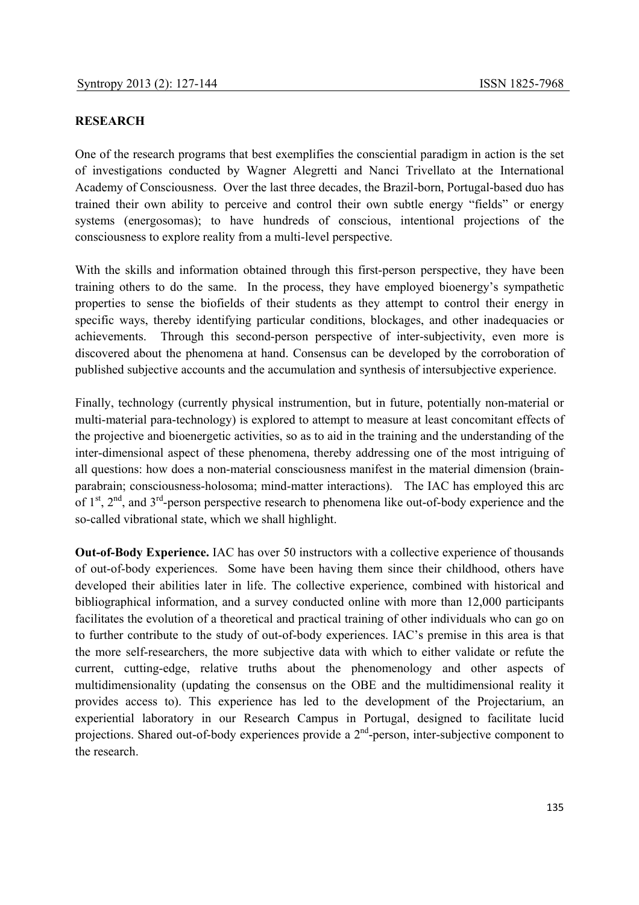**RESEARCH**

One of the research programs that best exemplifies the consciential paradigm in action is the set of investigations conducted by Wagner Alegretti and Nanci Trivellato at the International Academy of Consciousness. Over the last three decades, the Brazil-born, Portugal-based duo has trained their own ability to perceive and control their own subtle energy "fields" or energy systems (energosomas); to have hundreds of conscious, intentional projections of the consciousness to explore reality from a multi-level perspective.

With the skills and information obtained through this first-person perspective, they have been training others to do the same. In the process, they have employed bioenergy's sympathetic properties to sense the biofields of their students as they attempt to control their energy in specific ways, thereby identifying particular conditions, blockages, and other inadequacies or achievements. Through this second-person perspective of inter-subjectivity, even more is discovered about the phenomena at hand. Consensus can be developed by the corroboration of published subjective accounts and the accumulation and synthesis of intersubjective experience.

Finally, technology (currently physical instrumention, but in future, potentially non-material or multi-material para-technology) is explored to attempt to measure at least concomitant effects of the projective and bioenergetic activities, so as to aid in the training and the understanding of the inter-dimensional aspect of these phenomena, thereby addressing one of the most intriguing of all questions: how does a non-material consciousness manifest in the material dimension (brain-parabrain; consciousness-holosoma; mind-matter interactions). The IAC has employed this arc of 1st, 2nd, and 3rd-person perspective research to phenomena like out-of-body experience and the so-called vibrational state, which we shall highlight.

**Out-of-Body Experience.** IAC has over 50 instructors with a collective experience of thousands of out-of-body experiences. Some have been having them since their childhood, others have developed their abilities later in life. The collective experience, combined with historical and bibliographical information, and a survey conducted online with more than 12,000 participants facilitates the evolution of a theoretical and practical training of other individuals who can go on to further contribute to the study of out-of-body experiences. IAC's premise in this area is that the more self-researchers, the more subjective data with which to either validate or refute the current, cutting-edge, relative truths about the phenomenology and other aspects of multidimensionality (updating the consensus on the OBE and the multidimensional reality it provides access to). This experience has led to the development of the Projectarium, an experiential laboratory in our Research Campus in Portugal, designed to facilitate lucid projections. Shared out-of-body experiences provide a 2nd-person, inter-subjective component to the research.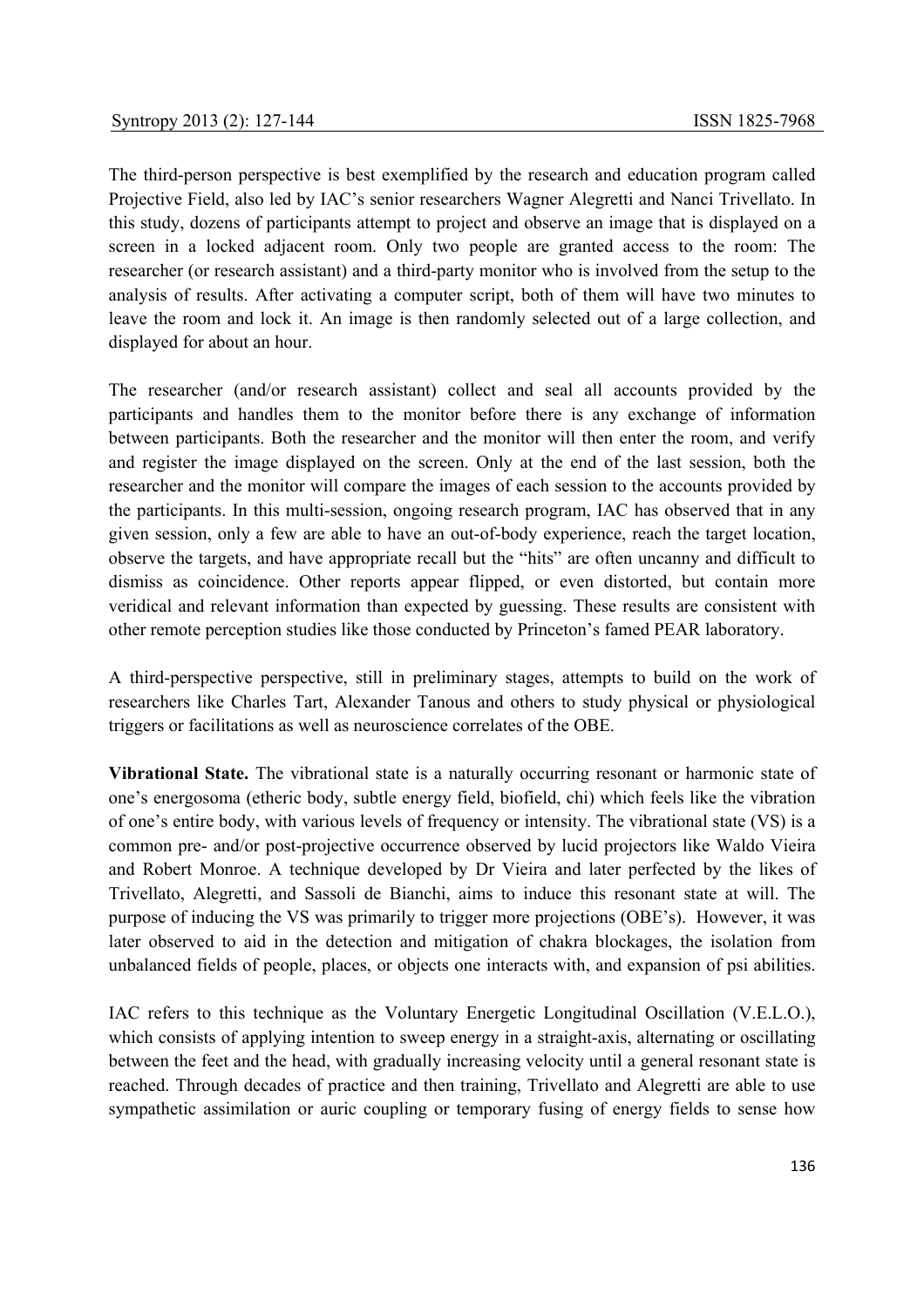The third-person perspective is best exemplified by the research and education program called Projective Field, also led by IAC's senior researchers Wagner Alegretti and Nanci Trivellato. In this study, dozens of participants attempt to project and observe an image that is displayed on a screen in a locked adjacent room. Only two people are granted access to the room: The researcher (or research assistant) and a third-party monitor who is involved from the setup to the analysis of results. After activating a computer script, both of them will have two minutes to leave the room and lock it. An image is then randomly selected out of a large collection, and displayed for about an hour.

The researcher (and/or research assistant) collect and seal all accounts provided by the participants and handles them to the monitor before there is any exchange of information between participants. Both the researcher and the monitor will then enter the room, and verify and register the image displayed on the screen. Only at the end of the last session, both the researcher and the monitor will compare the images of each session to the accounts provided by the participants. In this multi-session, ongoing research program, IAC has observed that in any given session, only a few are able to have an out-of-body experience, reach the target location, observe the targets, and have appropriate recall but the "hits" are often uncanny and difficult to dismiss as coincidence. Other reports appear flipped, or even distorted, but contain more veridical and relevant information than expected by guessing. These results are consistent with other remote perception studies like those conducted by Princeton's famed PEAR laboratory.

A third-perspective perspective, still in preliminary stages, attempts to build on the work of researchers like Charles Tart, Alexander Tanous and others to study physical or physiological triggers or facilitations as well as neuroscience correlates of the OBE.

**Vibrational State.** The vibrational state is a naturally occurring resonant or harmonic state of one's energosoma (etheric body, subtle energy field, biofield, chi) which feels like the vibration of one's entire body, with various levels of frequency or intensity. The vibrational state (VS) is a common pre- and/or post-projective occurrence observed by lucid projectors like Waldo Vieira and Robert Monroe. A technique developed by Dr Vieira and later perfected by the likes of Trivellato, Alegretti, and Sassoli de Bianchi, aims to induce this resonant state at will. The purpose of inducing the VS was primarily to trigger more projections (OBE's). However, it was later observed to aid in the detection and mitigation of chakra blockages, the isolation from unbalanced fields of people, places, or objects one interacts with, and expansion of psi abilities.

IAC refers to this technique as the Voluntary Energetic Longitudinal Oscillation (V.E.L.O.), which consists of applying intention to sweep energy in a straight-axis, alternating or oscillating between the feet and the head, with gradually increasing velocity until a general resonant state is reached. Through decades of practice and then training, Trivellato and Alegretti are able to use sympathetic assimilation or auric coupling or temporary fusing of energy fields to sense how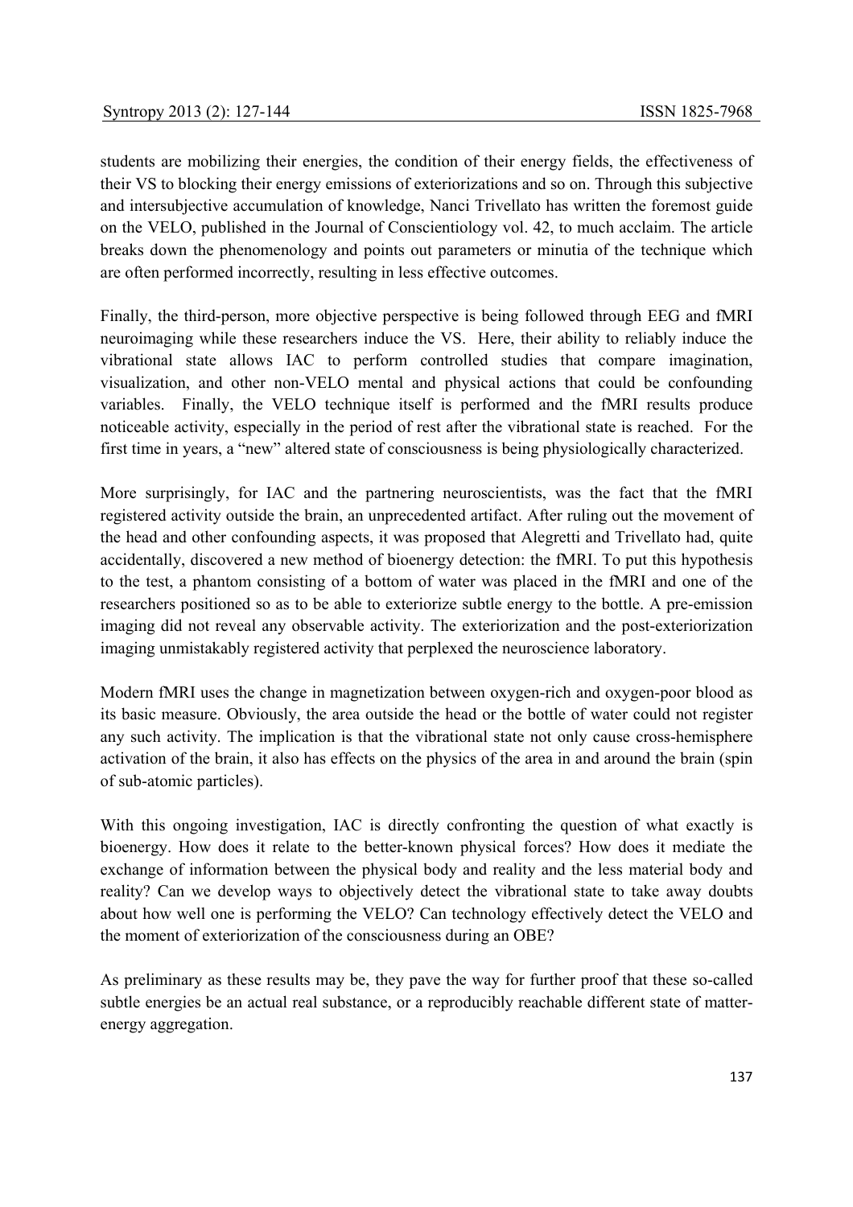students are mobilizing their energies, the condition of their energy fields, the effectiveness of their VS to blocking their energy emissions of exteriorizations and so on. Through this subjective and intersubjective accumulation of knowledge, Nanci Trivellato has written the foremost guide on the VELO, published in the Journal of Conscientiology vol. 42, to much acclaim. The article breaks down the phenomenology and points out parameters or minutia of the technique which are often performed incorrectly, resulting in less effective outcomes.

Finally, the third-person, more objective perspective is being followed through EEG and fMRI neuroimaging while these researchers induce the VS. Here, their ability to reliably induce the vibrational state allows IAC to perform controlled studies that compare imagination, visualization, and other non-VELO mental and physical actions that could be confounding variables. Finally, the VELO technique itself is performed and the fMRI results produce noticeable activity, especially in the period of rest after the vibrational state is reached. For the first time in years, a "new" altered state of consciousness is being physiologically characterized.

More surprisingly, for IAC and the partnering neuroscientists, was the fact that the fMRI registered activity outside the brain, an unprecedented artifact. After ruling out the movement of the head and other confounding aspects, it was proposed that Alegretti and Trivellato had, quite accidentally, discovered a new method of bioenergy detection: the fMRI. To put this hypothesis to the test, a phantom consisting of a bottom of water was placed in the fMRI and one of the researchers positioned so as to be able to exteriorize subtle energy to the bottle. A pre-emission imaging did not reveal any observable activity. The exteriorization and the post-exteriorization imaging unmistakably registered activity that perplexed the neuroscience laboratory.

Modern fMRI uses the change in magnetization between oxygen-rich and oxygen-poor blood as its basic measure. Obviously, the area outside the head or the bottle of water could not register any such activity. The implication is that the vibrational state not only cause cross-hemisphere activation of the brain, it also has effects on the physics of the area in and around the brain (spin of sub-atomic particles).

With this ongoing investigation, IAC is directly confronting the question of what exactly is bioenergy. How does it relate to the better-known physical forces? How does it mediate the exchange of information between the physical body and reality and the less material body and reality? Can we develop ways to objectively detect the vibrational state to take away doubts about how well one is performing the VELO? Can technology effectively detect the VELO and the moment of exteriorization of the consciousness during an OBE?

As preliminary as these results may be, they pave the way for further proof that these so-called subtle energies be an actual real substance, or a reproducibly reachable different state of matter-energy aggregation.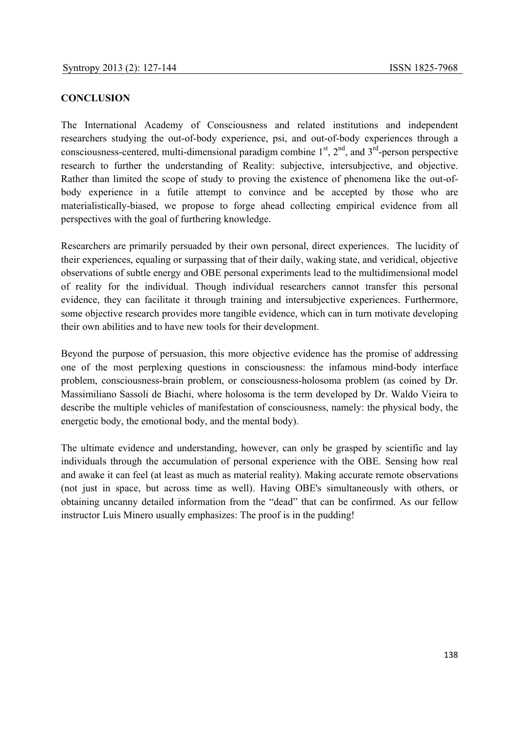## CONCLUSION

The International Academy of Consciousness and related institutions and independent researchers studying the out-of-body experience, psi, and out-of-body experiences through a consciousness-centered, multi-dimensional paradigm combine 1$^{st}$, 2$^{nd}$, and 3$^{rd}$-person perspective research to further the understanding of Reality: subjective, intersubjective, and objective. Rather than limited the scope of study to proving the existence of phenomena like the out-of-body experience in a futile attempt to convince and be accepted by those who are materialistically-biased, we propose to forge ahead collecting empirical evidence from all perspectives with the goal of furthering knowledge.

Researchers are primarily persuaded by their own personal, direct experiences. The lucidity of their experiences, equaling or surpassing that of their daily, waking state, and veridical, objective observations of subtle energy and OBE personal experiments lead to the multidimensional model of reality for the individual. Though individual researchers cannot transfer this personal evidence, they can facilitate it through training and intersubjective experiences. Furthermore, some objective research provides more tangible evidence, which can in turn motivate developing their own abilities and to have new tools for their development.

Beyond the purpose of persuasion, this more objective evidence has the promise of addressing one of the most perplexing questions in consciousness: the infamous mind-body interface problem, consciousness-brain problem, or consciousness-holosoma problem (as coined by Dr. Massimiliano Sassoli de Biachi, where holosoma is the term developed by Dr. Waldo Vieira to describe the multiple vehicles of manifestation of consciousness, namely: the physical body, the energetic body, the emotional body, and the mental body).

The ultimate evidence and understanding, however, can only be grasped by scientific and lay individuals through the accumulation of personal experience with the OBE. Sensing how real and awake it can feel (at least as much as material reality). Making accurate remote observations (not just in space, but across time as well). Having OBE's simultaneously with others, or obtaining uncanny detailed information from the "dead" that can be confirmed. As our fellow instructor Luis Minero usually emphasizes: The proof is in the pudding!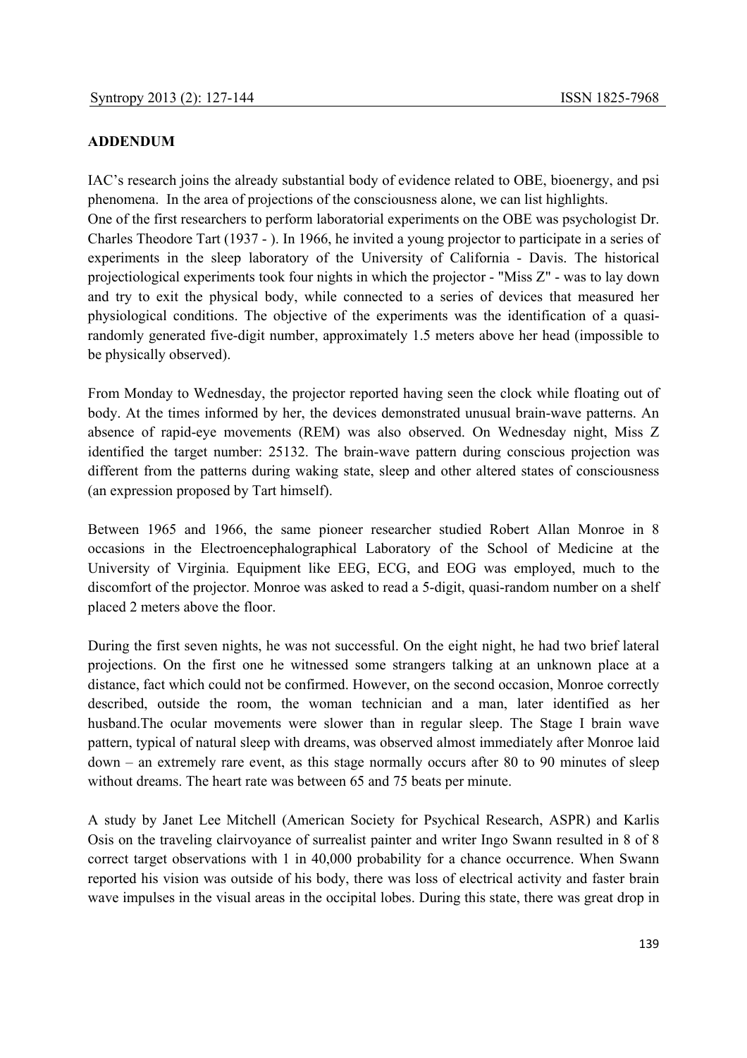**ADDENDUM**

IAC's research joins the already substantial body of evidence related to OBE, bioenergy, and psi phenomena. In the area of projections of the consciousness alone, we can list highlights.
One of the first researchers to perform laboratorial experiments on the OBE was psychologist Dr. Charles Theodore Tart (1937 - ). In 1966, he invited a young projector to participate in a series of experiments in the sleep laboratory of the University of California - Davis. The historical projectiological experiments took four nights in which the projector - "Miss Z" - was to lay down and try to exit the physical body, while connected to a series of devices that measured her physiological conditions. The objective of the experiments was the identification of a quasi-randomly generated five-digit number, approximately 1.5 meters above her head (impossible to be physically observed).

From Monday to Wednesday, the projector reported having seen the clock while floating out of body. At the times informed by her, the devices demonstrated unusual brain-wave patterns. An absence of rapid-eye movements (REM) was also observed. On Wednesday night, Miss Z identified the target number: 25132. The brain-wave pattern during conscious projection was different from the patterns during waking state, sleep and other altered states of consciousness (an expression proposed by Tart himself).

Between 1965 and 1966, the same pioneer researcher studied Robert Allan Monroe in 8 occasions in the Electroencephalographical Laboratory of the School of Medicine at the University of Virginia. Equipment like EEG, ECG, and EOG was employed, much to the discomfort of the projector. Monroe was asked to read a 5-digit, quasi-random number on a shelf placed 2 meters above the floor.

During the first seven nights, he was not successful. On the eight night, he had two brief lateral projections. On the first one he witnessed some strangers talking at an unknown place at a distance, fact which could not be confirmed. However, on the second occasion, Monroe correctly described, outside the room, the woman technician and a man, later identified as her husband.The ocular movements were slower than in regular sleep. The Stage I brain wave pattern, typical of natural sleep with dreams, was observed almost immediately after Monroe laid down – an extremely rare event, as this stage normally occurs after 80 to 90 minutes of sleep without dreams. The heart rate was between 65 and 75 beats per minute.

A study by Janet Lee Mitchell (American Society for Psychical Research, ASPR) and Karlis Osis on the traveling clairvoyance of surrealist painter and writer Ingo Swann resulted in 8 of 8 correct target observations with 1 in 40,000 probability for a chance occurrence. When Swann reported his vision was outside of his body, there was loss of electrical activity and faster brain wave impulses in the visual areas in the occipital lobes. During this state, there was great drop in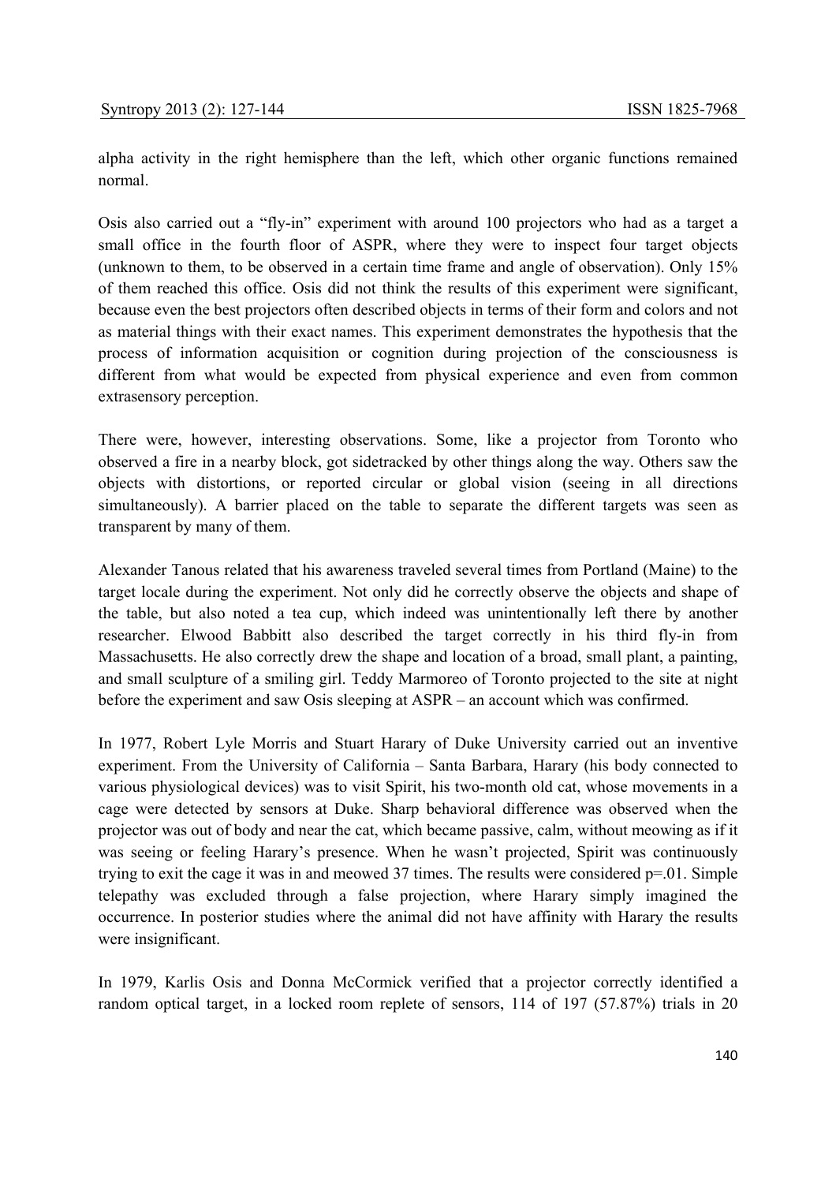alpha activity in the right hemisphere than the left, which other organic functions remained normal.

Osis also carried out a "fly-in" experiment with around 100 projectors who had as a target a small office in the fourth floor of ASPR, where they were to inspect four target objects (unknown to them, to be observed in a certain time frame and angle of observation). Only 15% of them reached this office. Osis did not think the results of this experiment were significant, because even the best projectors often described objects in terms of their form and colors and not as material things with their exact names. This experiment demonstrates the hypothesis that the process of information acquisition or cognition during projection of the consciousness is different from what would be expected from physical experience and even from common extrasensory perception.

There were, however, interesting observations. Some, like a projector from Toronto who observed a fire in a nearby block, got sidetracked by other things along the way. Others saw the objects with distortions, or reported circular or global vision (seeing in all directions simultaneously). A barrier placed on the table to separate the different targets was seen as transparent by many of them.

Alexander Tanous related that his awareness traveled several times from Portland (Maine) to the target locale during the experiment. Not only did he correctly observe the objects and shape of the table, but also noted a tea cup, which indeed was unintentionally left there by another researcher. Elwood Babbitt also described the target correctly in his third fly-in from Massachusetts. He also correctly drew the shape and location of a broad, small plant, a painting, and small sculpture of a smiling girl. Teddy Marmoreo of Toronto projected to the site at night before the experiment and saw Osis sleeping at ASPR – an account which was confirmed.

In 1977, Robert Lyle Morris and Stuart Harary of Duke University carried out an inventive experiment. From the University of California – Santa Barbara, Harary (his body connected to various physiological devices) was to visit Spirit, his two-month old cat, whose movements in a cage were detected by sensors at Duke. Sharp behavioral difference was observed when the projector was out of body and near the cat, which became passive, calm, without meowing as if it was seeing or feeling Harary's presence. When he wasn't projected, Spirit was continuously trying to exit the cage it was in and meowed 37 times. The results were considered $p=.01$. Simple telepathy was excluded through a false projection, where Harary simply imagined the occurrence. In posterior studies where the animal did not have affinity with Harary the results were insignificant.

In 1979, Karlis Osis and Donna McCormick verified that a projector correctly identified a random optical target, in a locked room replete of sensors, 114 of 197 (57.87%) trials in 20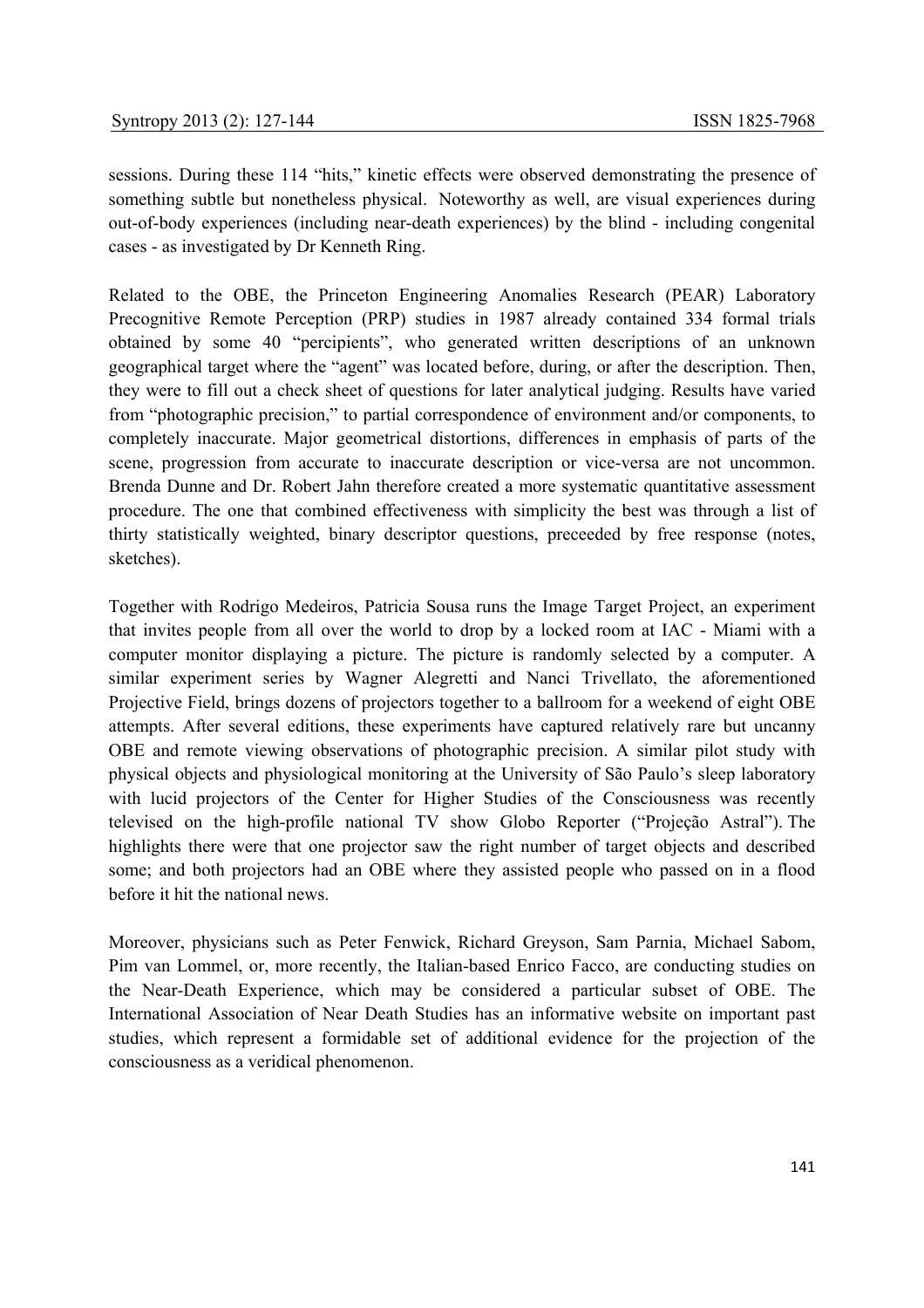sessions. During these 114 "hits," kinetic effects were observed demonstrating the presence of something subtle but nonetheless physical. Noteworthy as well, are visual experiences during out-of-body experiences (including near-death experiences) by the blind - including congenital cases - as investigated by Dr Kenneth Ring.

Related to the OBE, the Princeton Engineering Anomalies Research (PEAR) Laboratory Precognitive Remote Perception (PRP) studies in 1987 already contained 334 formal trials obtained by some 40 "percipients", who generated written descriptions of an unknown geographical target where the "agent" was located before, during, or after the description. Then, they were to fill out a check sheet of questions for later analytical judging. Results have varied from "photographic precision," to partial correspondence of environment and/or components, to completely inaccurate. Major geometrical distortions, differences in emphasis of parts of the scene, progression from accurate to inaccurate description or vice-versa are not uncommon. Brenda Dunne and Dr. Robert Jahn therefore created a more systematic quantitative assessment procedure. The one that combined effectiveness with simplicity the best was through a list of thirty statistically weighted, binary descriptor questions, preceeded by free response (notes, sketches).

Together with Rodrigo Medeiros, Patricia Sousa runs the Image Target Project, an experiment that invites people from all over the world to drop by a locked room at IAC - Miami with a computer monitor displaying a picture. The picture is randomly selected by a computer. A similar experiment series by Wagner Alegretti and Nanci Trivellato, the aforementioned Projective Field, brings dozens of projectors together to a ballroom for a weekend of eight OBE attempts. After several editions, these experiments have captured relatively rare but uncanny OBE and remote viewing observations of photographic precision. A similar pilot study with physical objects and physiological monitoring at the University of São Paulo's sleep laboratory with lucid projectors of the Center for Higher Studies of the Consciousness was recently televised on the high-profile national TV show Globo Reporter ("Projeção Astral"). The highlights there were that one projector saw the right number of target objects and described some; and both projectors had an OBE where they assisted people who passed on in a flood before it hit the national news.

Moreover, physicians such as Peter Fenwick, Richard Greyson, Sam Parnia, Michael Sabom, Pim van Lommel, or, more recently, the Italian-based Enrico Facco, are conducting studies on the Near-Death Experience, which may be considered a particular subset of OBE. The International Association of Near Death Studies has an informative website on important past studies, which represent a formidable set of additional evidence for the projection of the consciousness as a veridical phenomenon.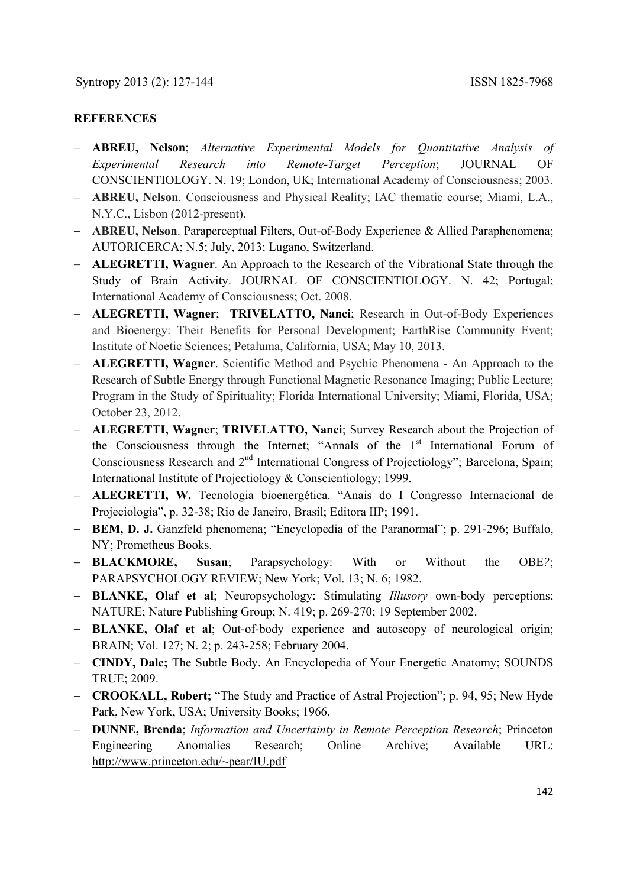**REFERENCES**

- **ABREU, Nelson**; *Alternative Experimental Models for Quantitative Analysis of Experimental Research into Remote-Target Perception*; JOURNAL OF CONSCIENTIOLOGY. N. 19; London, UK; International Academy of Consciousness; 2003.
- **ABREU, Nelson**. Consciousness and Physical Reality; IAC thematic course; Miami, L.A., N.Y.C., Lisbon (2012-present).
- **ABREU, Nelson**. Paraperceptual Filters, Out-of-Body Experience & Allied Paraphenomena; AUTORICERCA; N.5; July, 2013; Lugano, Switzerland.
- **ALEGRETTI, Wagner**. An Approach to the Research of the Vibrational State through the Study of Brain Activity. JOURNAL OF CONSCIENTIOLOGY. N. 42; Portugal; International Academy of Consciousness; Oct. 2008.
- **ALEGRETTI, Wagner**; **TRIVELATTO, Nanci**; Research in Out-of-Body Experiences and Bioenergy: Their Benefits for Personal Development; EarthRise Community Event; Institute of Noetic Sciences; Petaluma, California, USA; May 10, 2013.
- **ALEGRETTI, Wagner**. Scientific Method and Psychic Phenomena - An Approach to the Research of Subtle Energy through Functional Magnetic Resonance Imaging; Public Lecture; Program in the Study of Spirituality; Florida International University; Miami, Florida, USA; October 23, 2012.
- **ALEGRETTI, Wagner**; **TRIVELATTO, Nanci**; Survey Research about the Projection of the Consciousness through the Internet; "Annals of the 1st International Forum of Consciousness Research and 2nd International Congress of Projectiology"; Barcelona, Spain; International Institute of Projectiology & Conscientiology; 1999.
- **ALEGRETTI, W.** Tecnologia bioenergética. "Anais do I Congresso Internacional de Projeciologia", p. 32-38; Rio de Janeiro, Brasil; Editora IIP; 1991.
- **BEM, D. J.** Ganzfeld phenomena; "Encyclopedia of the Paranormal"; p. 291-296; Buffalo, NY; Prometheus Books.
- **BLACKMORE, Susan**; Parapsychology: With or Without the OBE*?*; PARAPSYCHOLOGY REVIEW; New York; Vol. 13; N. 6; 1982.
- **BLANKE, Olaf et al**; Neuropsychology: Stimulating *Illusory* own-body perceptions; NATURE; Nature Publishing Group; N. 419; p. 269-270; 19 September 2002.
- **BLANKE, Olaf et al**; Out-of-body experience and autoscopy of neurological origin; BRAIN; Vol. 127; N. 2; p. 243-258; February 2004.
- **CINDY, Dale;** The Subtle Body. An Encyclopedia of Your Energetic Anatomy; SOUNDS TRUE; 2009.
- **CROOKALL, Robert;** "The Study and Practice of Astral Projection"; p. 94, 95; New Hyde Park, New York, USA; University Books; 1966.
- **DUNNE, Brenda**; *Information and Uncertainty in Remote Perception Research*; Princeton Engineering Anomalies Research; Online Archive; Available URL: http://www.princeton.edu/~pear/IU.pdf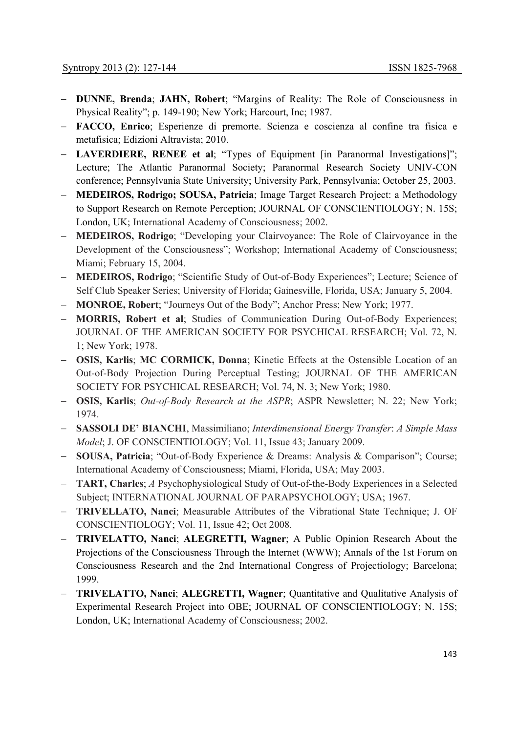- **DUNNE, Brenda**; **JAHN, Robert**; "Margins of Reality: The Role of Consciousness in Physical Reality"; p. 149-190; New York; Harcourt, Inc; 1987.
- **FACCO, Enrico**; Esperienze di premorte. Scienza e coscienza al confine tra fisica e metafisica; Edizioni Altravista; 2010.
- **LAVERDIERE, RENEE et al**; "Types of Equipment [in Paranormal Investigations]"; Lecture; The Atlantic Paranormal Society; Paranormal Research Society UNIV-CON conference; Pennsylvania State University; University Park, Pennsylvania; October 25, 2003.
- **MEDEIROS, Rodrigo; SOUSA, Patricia**; Image Target Research Project: a Methodology to Support Research on Remote Perception; JOURNAL OF CONSCIENTIOLOGY; N. 15S; London, UK; International Academy of Consciousness; 2002.
- **MEDEIROS, Rodrigo**; "Developing your Clairvoyance: The Role of Clairvoyance in the Development of the Consciousness"; Workshop; International Academy of Consciousness; Miami; February 15, 2004.
- **MEDEIROS, Rodrigo**; "Scientific Study of Out-of-Body Experiences"; Lecture; Science of Self Club Speaker Series; University of Florida; Gainesville, Florida, USA; January 5, 2004.
- **MONROE, Robert**; "Journeys Out of the Body"; Anchor Press; New York; 1977.
- **MORRIS, Robert et al**; Studies of Communication During Out-of-Body Experiences; JOURNAL OF THE AMERICAN SOCIETY FOR PSYCHICAL RESEARCH; Vol. 72, N. 1; New York; 1978.
- **OSIS, Karlis**; **MC CORMICK, Donna**; Kinetic Effects at the Ostensible Location of an Out-of-Body Projection During Perceptual Testing; JOURNAL OF THE AMERICAN SOCIETY FOR PSYCHICAL RESEARCH; Vol. 74, N. 3; New York; 1980.
- **OSIS, Karlis**; *Out-of-Body Research at the ASPR*; ASPR Newsletter; N. 22; New York; 1974.
- **SASSOLI DE' BIANCHI**, Massimiliano; *Interdimensional Energy Transfer*: *A Simple Mass Model*; J. OF CONSCIENTIOLOGY; Vol. 11, Issue 43; January 2009.
- **SOUSA, Patricia**; "Out-of-Body Experience & Dreams: Analysis & Comparison"; Course; International Academy of Consciousness; Miami, Florida, USA; May 2003.
- **TART, Charles**; *A* Psychophysiological Study of Out-of-the-Body Experiences in a Selected Subject; INTERNATIONAL JOURNAL OF PARAPSYCHOLOGY; USA; 1967.
- **TRIVELLATO, Nanci**; Measurable Attributes of the Vibrational State Technique; J. OF CONSCIENTIOLOGY; Vol. 11, Issue 42; Oct 2008.
- **TRIVELATTO, Nanci**; **ALEGRETTI, Wagner**; A Public Opinion Research About the Projections of the Consciousness Through the Internet (WWW); Annals of the 1st Forum on Consciousness Research and the 2nd International Congress of Projectiology; Barcelona; 1999.
- **TRIVELATTO, Nanci**; **ALEGRETTI, Wagner**; Quantitative and Qualitative Analysis of Experimental Research Project into OBE; JOURNAL OF CONSCIENTIOLOGY; N. 15S; London, UK; International Academy of Consciousness; 2002.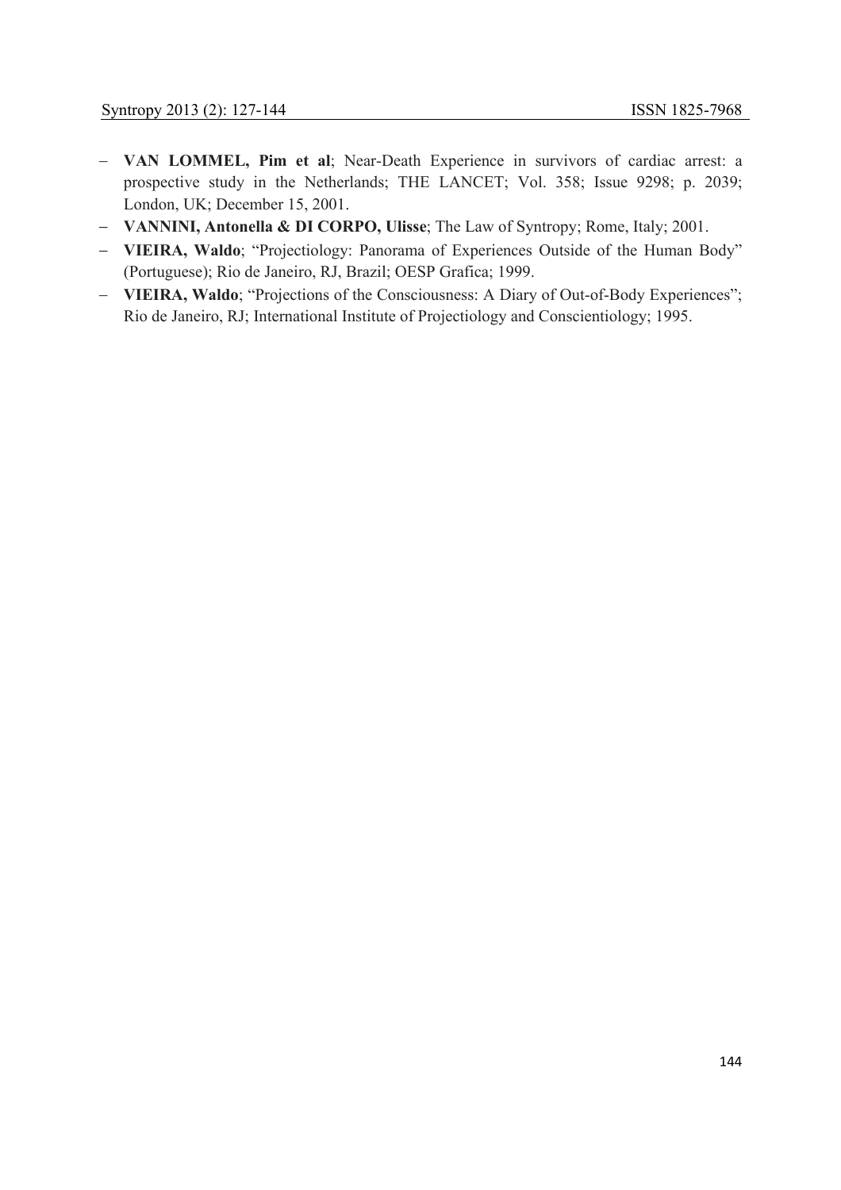- **VAN LOMMEL, Pim et al**; Near-Death Experience in survivors of cardiac arrest: a prospective study in the Netherlands; THE LANCET; Vol. 358; Issue 9298; p. 2039; London, UK; December 15, 2001.
- **VANNINI, Antonella & DI CORPO, Ulisse**; The Law of Syntropy; Rome, Italy; 2001.
- **VIEIRA, Waldo**; "Projectiology: Panorama of Experiences Outside of the Human Body" (Portuguese); Rio de Janeiro, RJ, Brazil; OESP Grafica; 1999.
- **VIEIRA, Waldo**; "Projections of the Consciousness: A Diary of Out-of-Body Experiences"; Rio de Janeiro, RJ; International Institute of Projectiology and Conscientiology; 1995.